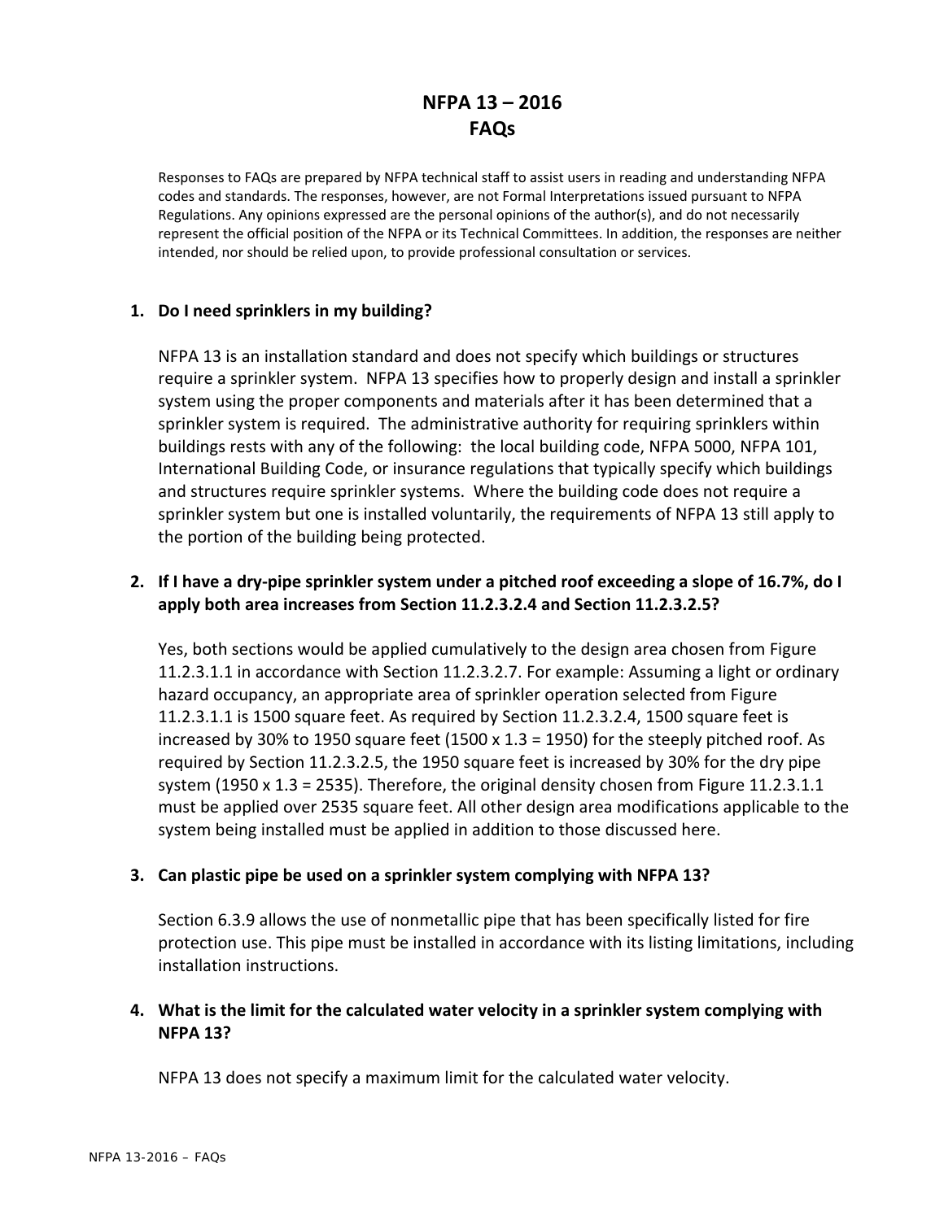# NFPA 13 – 2016
# FAQs

Responses to FAQs are prepared by NFPA technical staff to assist users in reading and understanding NFPA codes and standards. The responses, however, are not Formal Interpretations issued pursuant to NFPA Regulations. Any opinions expressed are the personal opinions of the author(s), and do not necessarily represent the official position of the NFPA or its Technical Committees. In addition, the responses are neither intended, nor should be relied upon, to provide professional consultation or services.

1. **Do I need sprinklers in my building?**

   NFPA 13 is an installation standard and does not specify which buildings or structures require a sprinkler system. NFPA 13 specifies how to properly design and install a sprinkler system using the proper components and materials after it has been determined that a sprinkler system is required. The administrative authority for requiring sprinklers within buildings rests with any of the following: the local building code, NFPA 5000, NFPA 101, International Building Code, or insurance regulations that typically specify which buildings and structures require sprinkler systems. Where the building code does not require a sprinkler system but one is installed voluntarily, the requirements of NFPA 13 still apply to the portion of the building being protected.

2. **If I have a dry-pipe sprinkler system under a pitched roof exceeding a slope of 16.7%, do I apply both area increases from Section 11.2.3.2.4 and Section 11.2.3.2.5?**

   Yes, both sections would be applied cumulatively to the design area chosen from Figure 11.2.3.1.1 in accordance with Section 11.2.3.2.7. For example: Assuming a light or ordinary hazard occupancy, an appropriate area of sprinkler operation selected from Figure 11.2.3.1.1 is 1500 square feet. As required by Section 11.2.3.2.4, 1500 square feet is increased by 30% to 1950 square feet (1500 x 1.3 = 1950) for the steeply pitched roof. As required by Section 11.2.3.2.5, the 1950 square feet is increased by 30% for the dry pipe system (1950 x 1.3 = 2535). Therefore, the original density chosen from Figure 11.2.3.1.1 must be applied over 2535 square feet. All other design area modifications applicable to the system being installed must be applied in addition to those discussed here.

3. **Can plastic pipe be used on a sprinkler system complying with NFPA 13?**

   Section 6.3.9 allows the use of nonmetallic pipe that has been specifically listed for fire protection use. This pipe must be installed in accordance with its listing limitations, including installation instructions.

4. **What is the limit for the calculated water velocity in a sprinkler system complying with NFPA 13?**

   NFPA 13 does not specify a maximum limit for the calculated water velocity.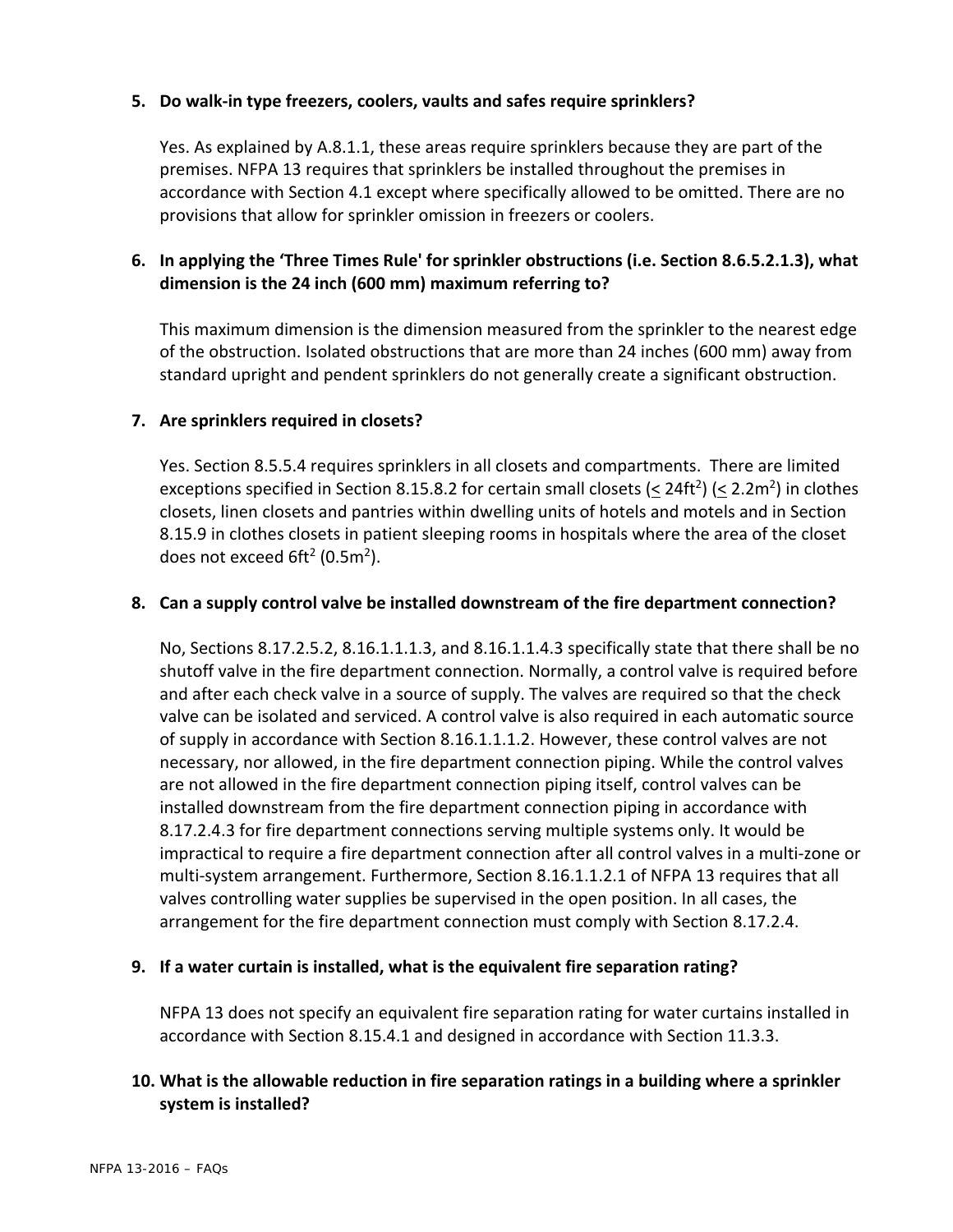5. **Do walk-in type freezers, coolers, vaults and safes require sprinklers?**

   Yes. As explained by A.8.1.1, these areas require sprinklers because they are part of the premises. NFPA 13 requires that sprinklers be installed throughout the premises in accordance with Section 4.1 except where specifically allowed to be omitted. There are no provisions that allow for sprinkler omission in freezers or coolers.

6. **In applying the 'Three Times Rule' for sprinkler obstructions (i.e. Section 8.6.5.2.1.3), what dimension is the 24 inch (600 mm) maximum referring to?**

   This maximum dimension is the dimension measured from the sprinkler to the nearest edge of the obstruction. Isolated obstructions that are more than 24 inches (600 mm) away from standard upright and pendent sprinklers do not generally create a significant obstruction.

7. **Are sprinklers required in closets?**

   Yes. Section 8.5.5.4 requires sprinklers in all closets and compartments. There are limited exceptions specified in Section 8.15.8.2 for certain small closets ($\leq$ 24ft$^2$) ($\leq$ 2.2m$^2$) in clothes closets, linen closets and pantries within dwelling units of hotels and motels and in Section 8.15.9 in clothes closets in patient sleeping rooms in hospitals where the area of the closet does not exceed 6ft$^2$ (0.5m$^2$).

8. **Can a supply control valve be installed downstream of the fire department connection?**

   No, Sections 8.17.2.5.2, 8.16.1.1.1.3, and 8.16.1.1.4.3 specifically state that there shall be no shutoff valve in the fire department connection. Normally, a control valve is required before and after each check valve in a source of supply. The valves are required so that the check valve can be isolated and serviced. A control valve is also required in each automatic source of supply in accordance with Section 8.16.1.1.1.2. However, these control valves are not necessary, nor allowed, in the fire department connection piping. While the control valves are not allowed in the fire department connection piping itself, control valves can be installed downstream from the fire department connection piping in accordance with 8.17.2.4.3 for fire department connections serving multiple systems only. It would be impractical to require a fire department connection after all control valves in a multi-zone or multi-system arrangement. Furthermore, Section 8.16.1.1.2.1 of NFPA 13 requires that all valves controlling water supplies be supervised in the open position. In all cases, the arrangement for the fire department connection must comply with Section 8.17.2.4.

9. **If a water curtain is installed, what is the equivalent fire separation rating?**

   NFPA 13 does not specify an equivalent fire separation rating for water curtains installed in accordance with Section 8.15.4.1 and designed in accordance with Section 11.3.3.

10. **What is the allowable reduction in fire separation ratings in a building where a sprinkler system is installed?**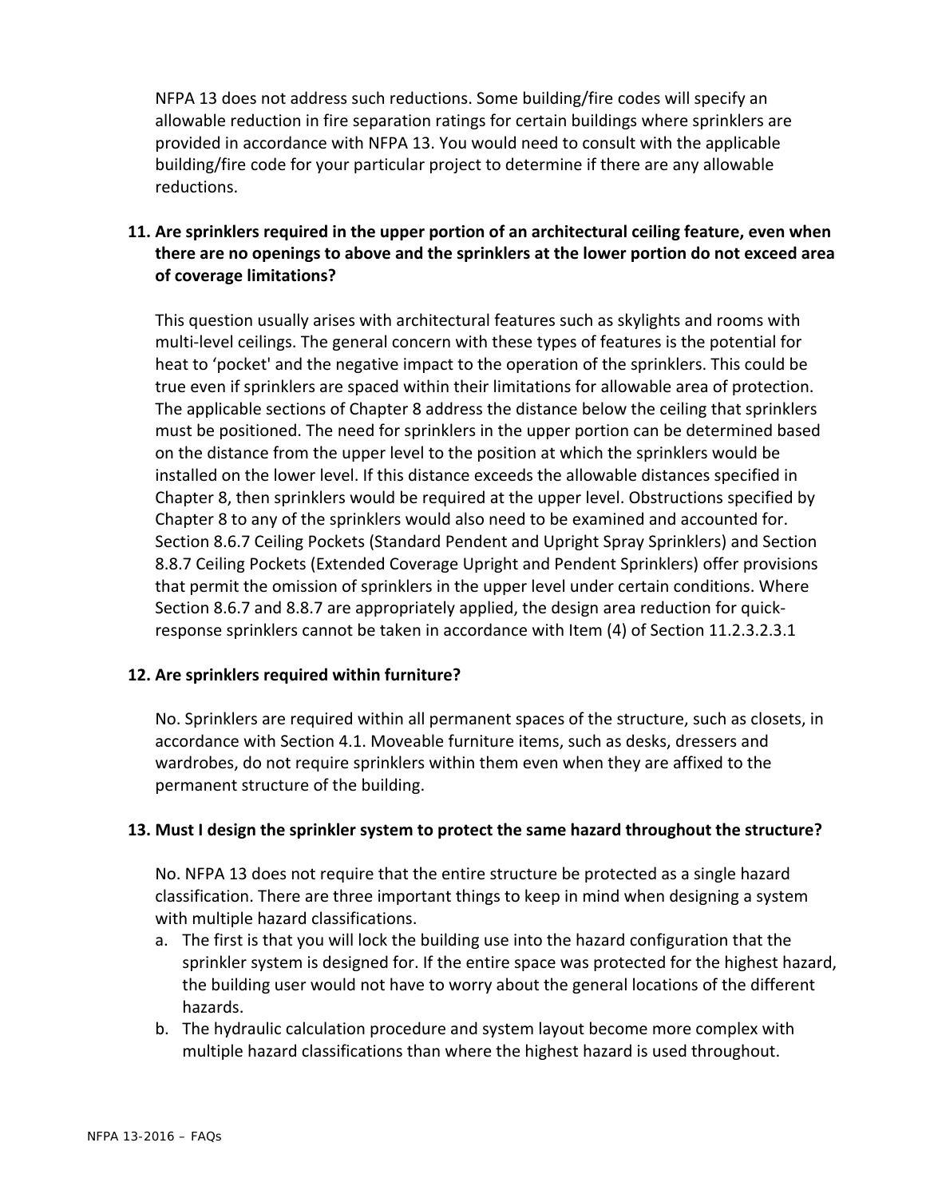NFPA 13 does not address such reductions. Some building/fire codes will specify an allowable reduction in fire separation ratings for certain buildings where sprinklers are provided in accordance with NFPA 13. You would need to consult with the applicable building/fire code for your particular project to determine if there are any allowable reductions.

**11. Are sprinklers required in the upper portion of an architectural ceiling feature, even when there are no openings to above and the sprinklers at the lower portion do not exceed area of coverage limitations?**

This question usually arises with architectural features such as skylights and rooms with multi-level ceilings. The general concern with these types of features is the potential for heat to 'pocket' and the negative impact to the operation of the sprinklers. This could be true even if sprinklers are spaced within their limitations for allowable area of protection. The applicable sections of Chapter 8 address the distance below the ceiling that sprinklers must be positioned. The need for sprinklers in the upper portion can be determined based on the distance from the upper level to the position at which the sprinklers would be installed on the lower level. If this distance exceeds the allowable distances specified in Chapter 8, then sprinklers would be required at the upper level. Obstructions specified by Chapter 8 to any of the sprinklers would also need to be examined and accounted for. Section 8.6.7 Ceiling Pockets (Standard Pendent and Upright Spray Sprinklers) and Section 8.8.7 Ceiling Pockets (Extended Coverage Upright and Pendent Sprinklers) offer provisions that permit the omission of sprinklers in the upper level under certain conditions. Where Section 8.6.7 and 8.8.7 are appropriately applied, the design area reduction for quick-response sprinklers cannot be taken in accordance with Item (4) of Section 11.2.3.2.3.1

**12. Are sprinklers required within furniture?**

No. Sprinklers are required within all permanent spaces of the structure, such as closets, in accordance with Section 4.1. Moveable furniture items, such as desks, dressers and wardrobes, do not require sprinklers within them even when they are affixed to the permanent structure of the building.

**13. Must I design the sprinkler system to protect the same hazard throughout the structure?**

No. NFPA 13 does not require that the entire structure be protected as a single hazard classification. There are three important things to keep in mind when designing a system with multiple hazard classifications.

a. The first is that you will lock the building use into the hazard configuration that the sprinkler system is designed for. If the entire space was protected for the highest hazard, the building user would not have to worry about the general locations of the different hazards.
b. The hydraulic calculation procedure and system layout become more complex with multiple hazard classifications than where the highest hazard is used throughout.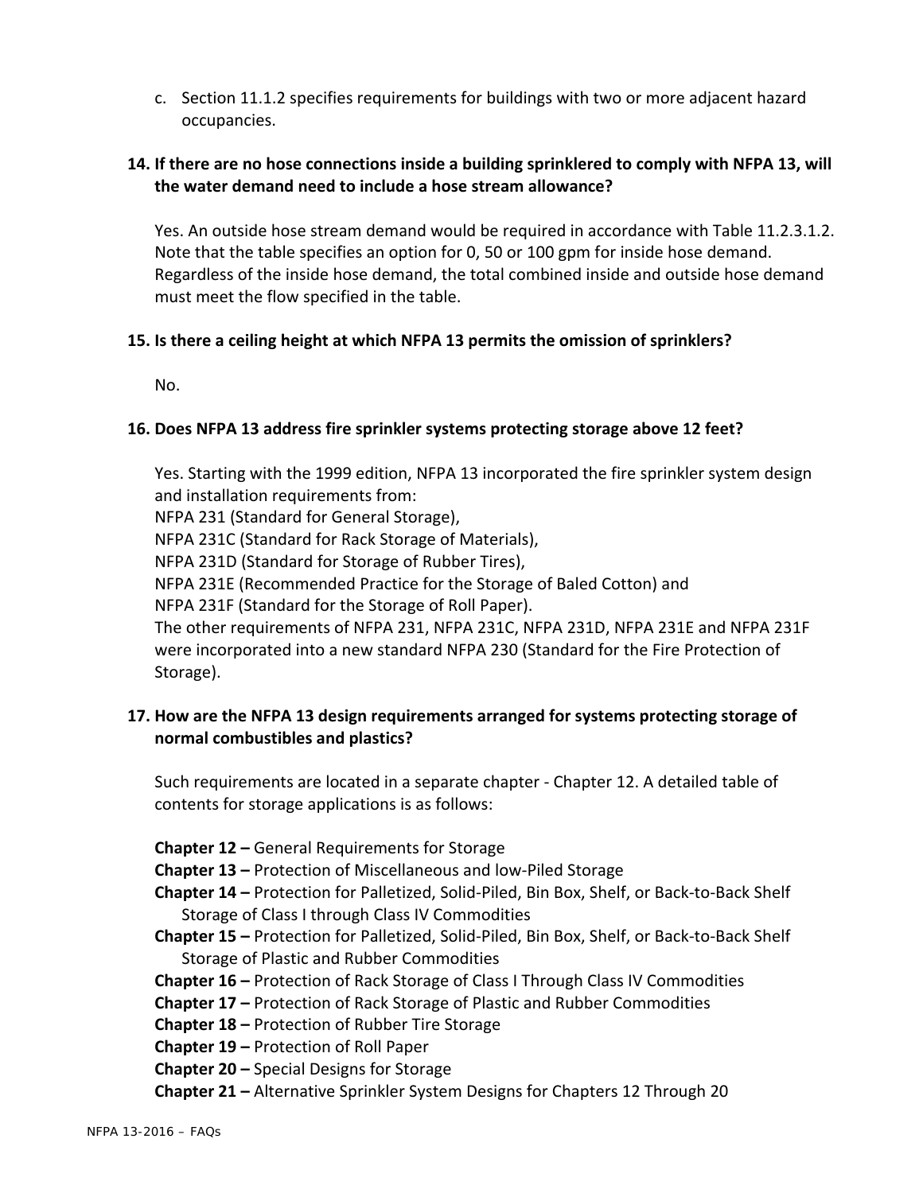c. Section 11.1.2 specifies requirements for buildings with two or more adjacent hazard occupancies.

**14. If there are no hose connections inside a building sprinklered to comply with NFPA 13, will the water demand need to include a hose stream allowance?**

Yes. An outside hose stream demand would be required in accordance with Table 11.2.3.1.2. Note that the table specifies an option for 0, 50 or 100 gpm for inside hose demand. Regardless of the inside hose demand, the total combined inside and outside hose demand must meet the flow specified in the table.

**15. Is there a ceiling height at which NFPA 13 permits the omission of sprinklers?**

No.

**16. Does NFPA 13 address fire sprinkler systems protecting storage above 12 feet?**

Yes. Starting with the 1999 edition, NFPA 13 incorporated the fire sprinkler system design and installation requirements from:
NFPA 231 (Standard for General Storage),
NFPA 231C (Standard for Rack Storage of Materials),
NFPA 231D (Standard for Storage of Rubber Tires),
NFPA 231E (Recommended Practice for the Storage of Baled Cotton) and
NFPA 231F (Standard for the Storage of Roll Paper).
The other requirements of NFPA 231, NFPA 231C, NFPA 231D, NFPA 231E and NFPA 231F were incorporated into a new standard NFPA 230 (Standard for the Fire Protection of Storage).

**17. How are the NFPA 13 design requirements arranged for systems protecting storage of normal combustibles and plastics?**

Such requirements are located in a separate chapter - Chapter 12. A detailed table of contents for storage applications is as follows:

**Chapter 12 –** General Requirements for Storage
**Chapter 13 –** Protection of Miscellaneous and low-Piled Storage
**Chapter 14 –** Protection for Palletized, Solid-Piled, Bin Box, Shelf, or Back-to-Back Shelf Storage of Class I through Class IV Commodities
**Chapter 15 –** Protection for Palletized, Solid-Piled, Bin Box, Shelf, or Back-to-Back Shelf Storage of Plastic and Rubber Commodities
**Chapter 16 –** Protection of Rack Storage of Class I Through Class IV Commodities
**Chapter 17 –** Protection of Rack Storage of Plastic and Rubber Commodities
**Chapter 18 –** Protection of Rubber Tire Storage
**Chapter 19 –** Protection of Roll Paper
**Chapter 20 –** Special Designs for Storage
**Chapter 21 –** Alternative Sprinkler System Designs for Chapters 12 Through 20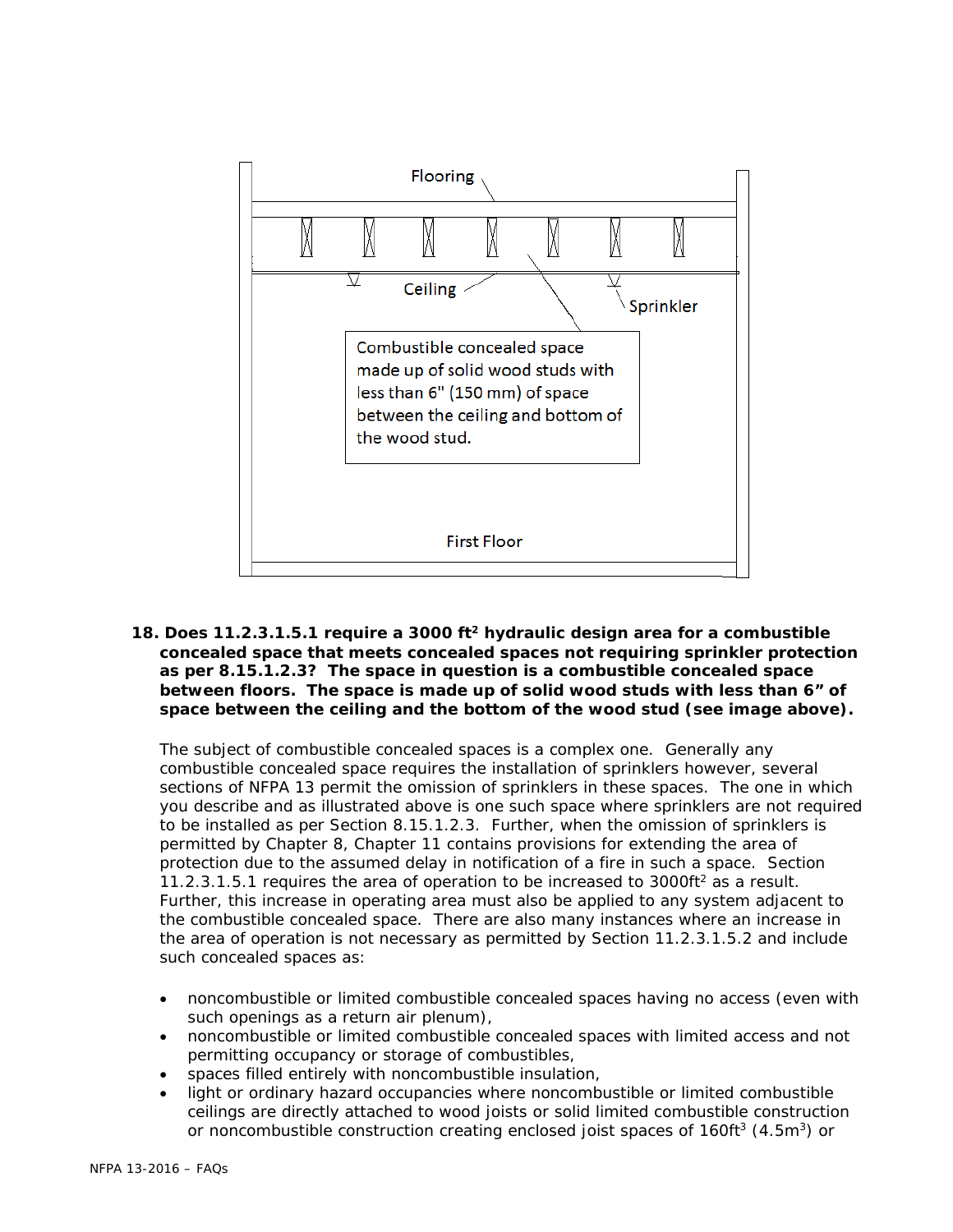**18. Does 11.2.3.1.5.1 require a 3000 ft$^2$ hydraulic design area for a combustible concealed space that meets concealed spaces not requiring sprinkler protection as per 8.15.1.2.3? The space in question is a combustible concealed space between floors. The space is made up of solid wood studs with less than 6" of space between the ceiling and the bottom of the wood stud (see image above).**

The subject of combustible concealed spaces is a complex one. Generally any combustible concealed space requires the installation of sprinklers however, several sections of NFPA 13 permit the omission of sprinklers in these spaces. The one in which you describe and as illustrated above is one such space where sprinklers are not required to be installed as per Section 8.15.1.2.3. Further, when the omission of sprinklers is permitted by Chapter 8, Chapter 11 contains provisions for extending the area of protection due to the assumed delay in notification of a fire in such a space. Section 11.2.3.1.5.1 requires the area of operation to be increased to 3000ft$^2$ as a result. Further, this increase in operating area must also be applied to any system adjacent to the combustible concealed space. There are also many instances where an increase in the area of operation is not necessary as permitted by Section 11.2.3.1.5.2 and include such concealed spaces as:

- noncombustible or limited combustible concealed spaces having no access (even with such openings as a return air plenum),
- noncombustible or limited combustible concealed spaces with limited access and not permitting occupancy or storage of combustibles,
- spaces filled entirely with noncombustible insulation,
- light or ordinary hazard occupancies where noncombustible or limited combustible ceilings are directly attached to wood joists or solid limited combustible construction or noncombustible construction creating enclosed joist spaces of 160ft$^3$ (4.5m$^3$) or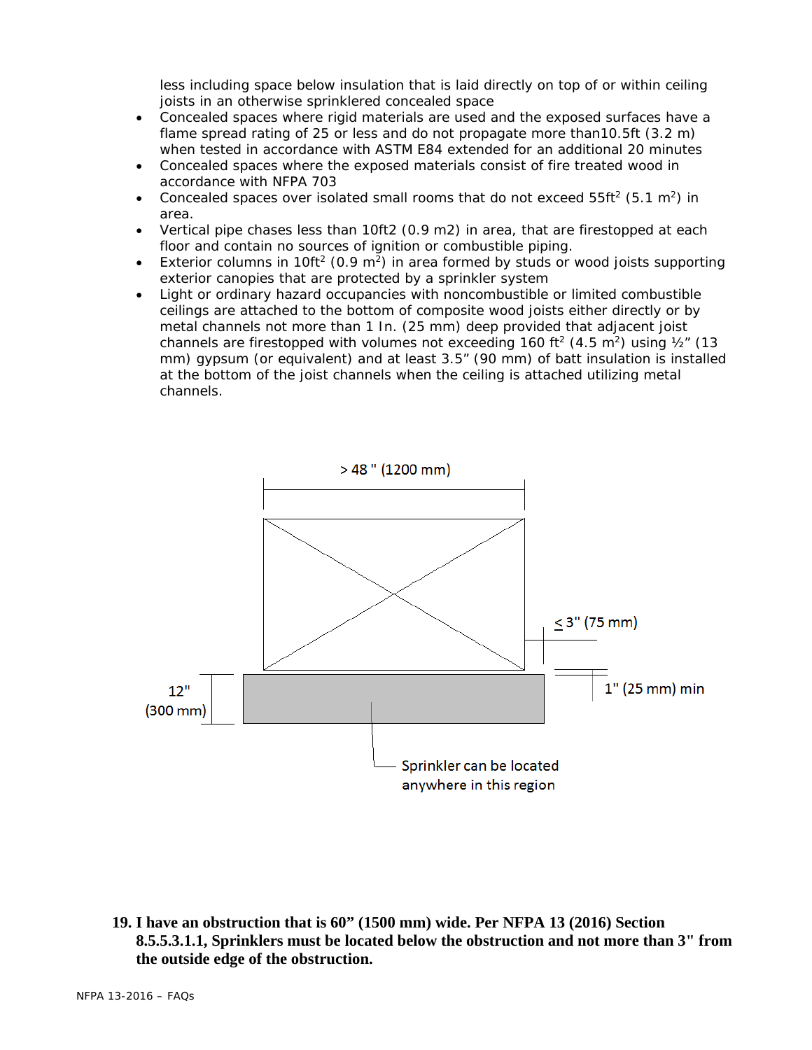less including space below insulation that is laid directly on top of or within ceiling joists in an otherwise sprinklered concealed space

- Concealed spaces where rigid materials are used and the exposed surfaces have a flame spread rating of 25 or less and do not propagate more than10.5ft (3.2 m) when tested in accordance with ASTM E84 extended for an additional 20 minutes
- Concealed spaces where the exposed materials consist of fire treated wood in accordance with NFPA 703
- Concealed spaces over isolated small rooms that do not exceed 55ft$^2$ (5.1 m$^2$) in area.
- Vertical pipe chases less than 10ft2 (0.9 m2) in area, that are firestopped at each floor and contain no sources of ignition or combustible piping.
- Exterior columns in 10ft$^2$ (0.9 m$^2$) in area formed by studs or wood joists supporting exterior canopies that are protected by a sprinkler system
- Light or ordinary hazard occupancies with noncombustible or limited combustible ceilings are attached to the bottom of composite wood joists either directly or by metal channels not more than 1 In. (25 mm) deep provided that adjacent joist channels are firestopped with volumes not exceeding 160 ft$^2$ (4.5 m$^2$) using ½" (13 mm) gypsum (or equivalent) and at least 3.5" (90 mm) of batt insulation is installed at the bottom of the joist channels when the ceiling is attached utilizing metal channels.

> 48 " (1200 mm)

≤ 3" (75 mm)

1" (25 mm) min

12" (300 mm)

Sprinkler can be located anywhere in this region

**19. I have an obstruction that is 60" (1500 mm) wide. Per NFPA 13 (2016) Section 8.5.5.3.1.1, Sprinklers must be located below the obstruction and not more than 3" from the outside edge of the obstruction.**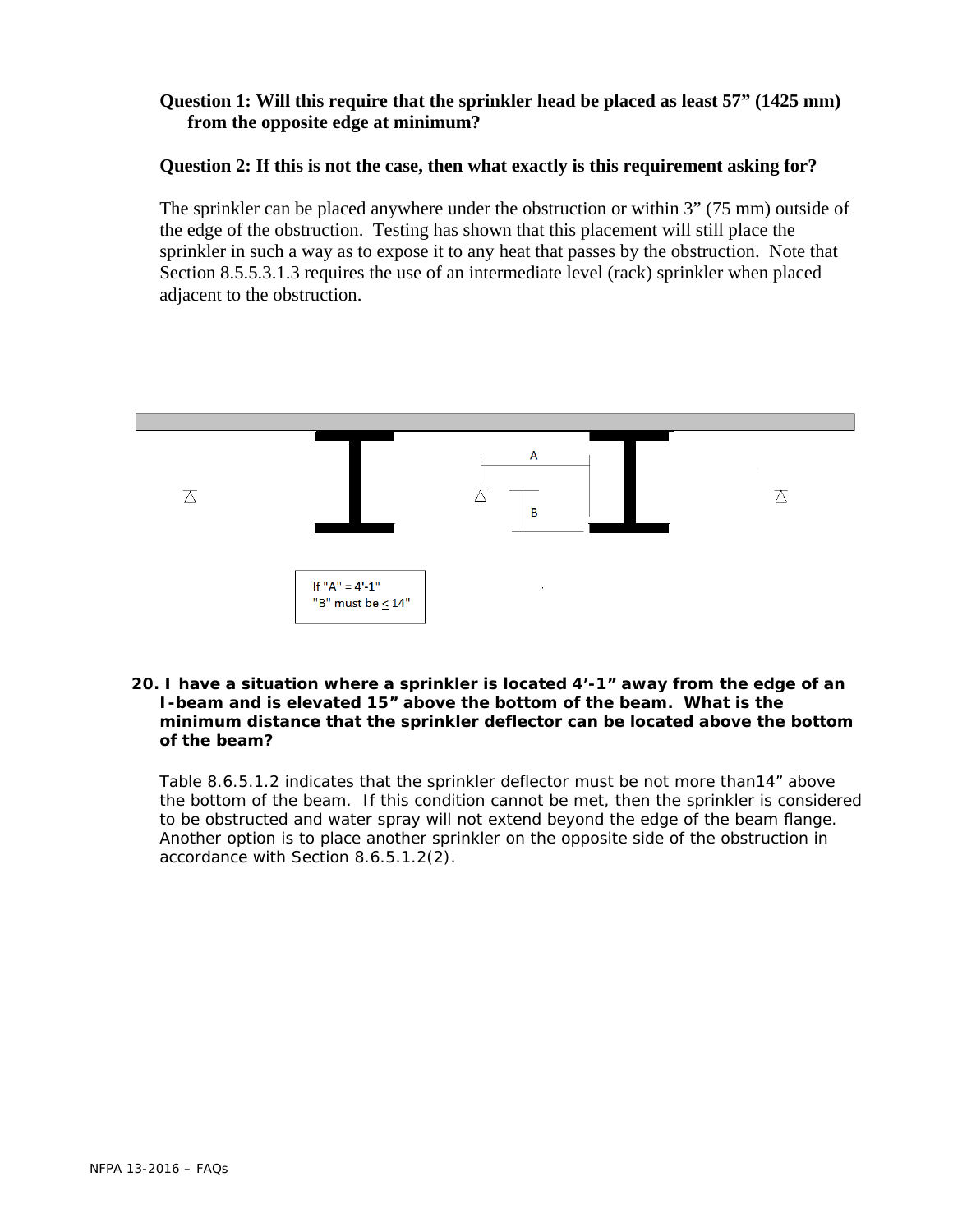**Question 1: Will this require that the sprinkler head be placed as least 57" (1425 mm) from the opposite edge at minimum?**

**Question 2: If this is not the case, then what exactly is this requirement asking for?**

The sprinkler can be placed anywhere under the obstruction or within 3" (75 mm) outside of the edge of the obstruction. Testing has shown that this placement will still place the sprinkler in such a way as to expose it to any heat that passes by the obstruction. Note that Section 8.5.5.3.1.3 requires the use of an intermediate level (rack) sprinkler when placed adjacent to the obstruction.

If "A" = 4'-1"
"B" must be ≤ 14"

**20. I have a situation where a sprinkler is located 4'-1" away from the edge of an I-beam and is elevated 15" above the bottom of the beam. What is the minimum distance that the sprinkler deflector can be located above the bottom of the beam?**

Table 8.6.5.1.2 indicates that the sprinkler deflector must be not more than14" above the bottom of the beam. If this condition cannot be met, then the sprinkler is considered to be obstructed and water spray will not extend beyond the edge of the beam flange. Another option is to place another sprinkler on the opposite side of the obstruction in accordance with Section 8.6.5.1.2(2).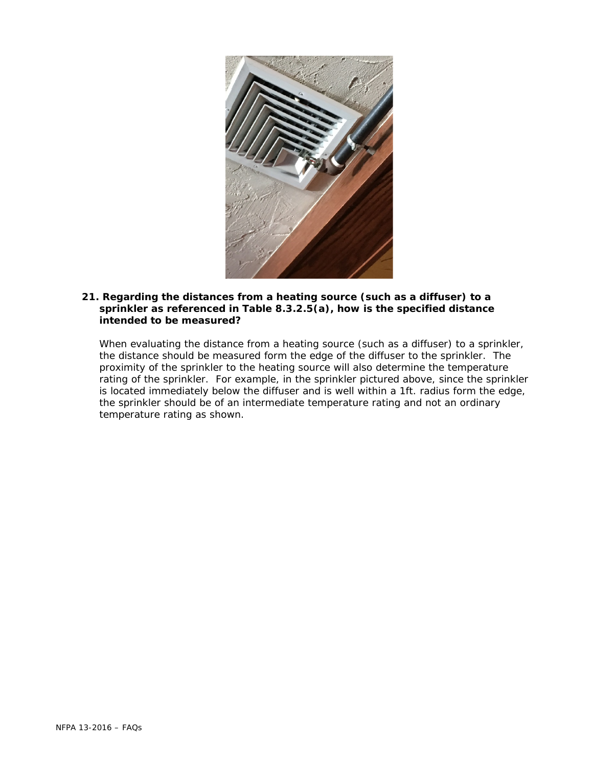**21. Regarding the distances from a heating source (such as a diffuser) to a sprinkler as referenced in Table 8.3.2.5(a), how is the specified distance intended to be measured?**

When evaluating the distance from a heating source (such as a diffuser) to a sprinkler, the distance should be measured form the edge of the diffuser to the sprinkler. The proximity of the sprinkler to the heating source will also determine the temperature rating of the sprinkler. For example, in the sprinkler pictured above, since the sprinkler is located immediately below the diffuser and is well within a 1ft. radius form the edge, the sprinkler should be of an intermediate temperature rating and not an ordinary temperature rating as shown.